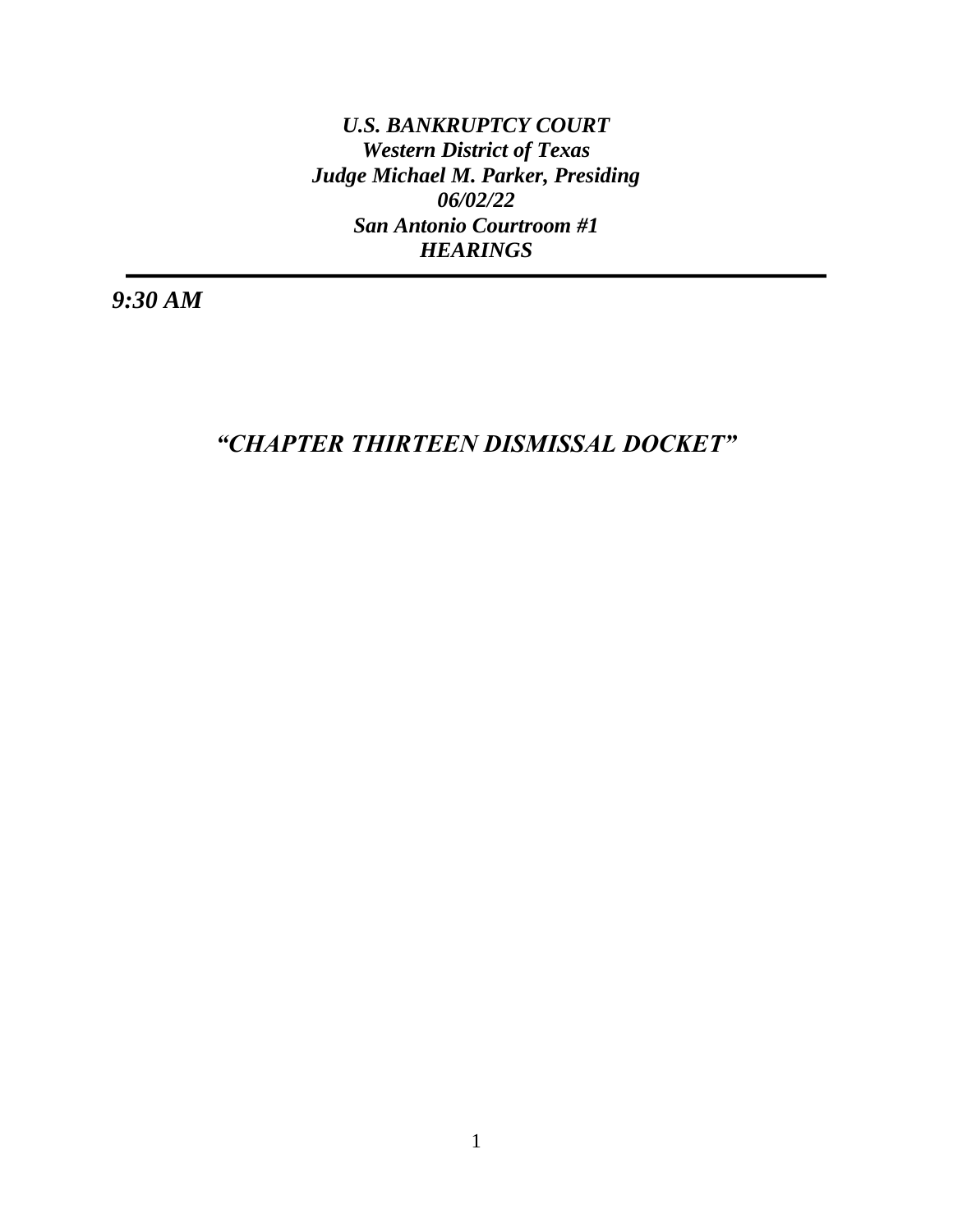***U.S. BANKRUPTCY COURT***
***Western District of Texas***
***Judge Michael M. Parker, Presiding***
***06/02/22***
***San Antonio Courtroom #1***
***HEARINGS***

---

***9:30 AM***

## ***"CHAPTER THIRTEEN DISMISSAL DOCKET"***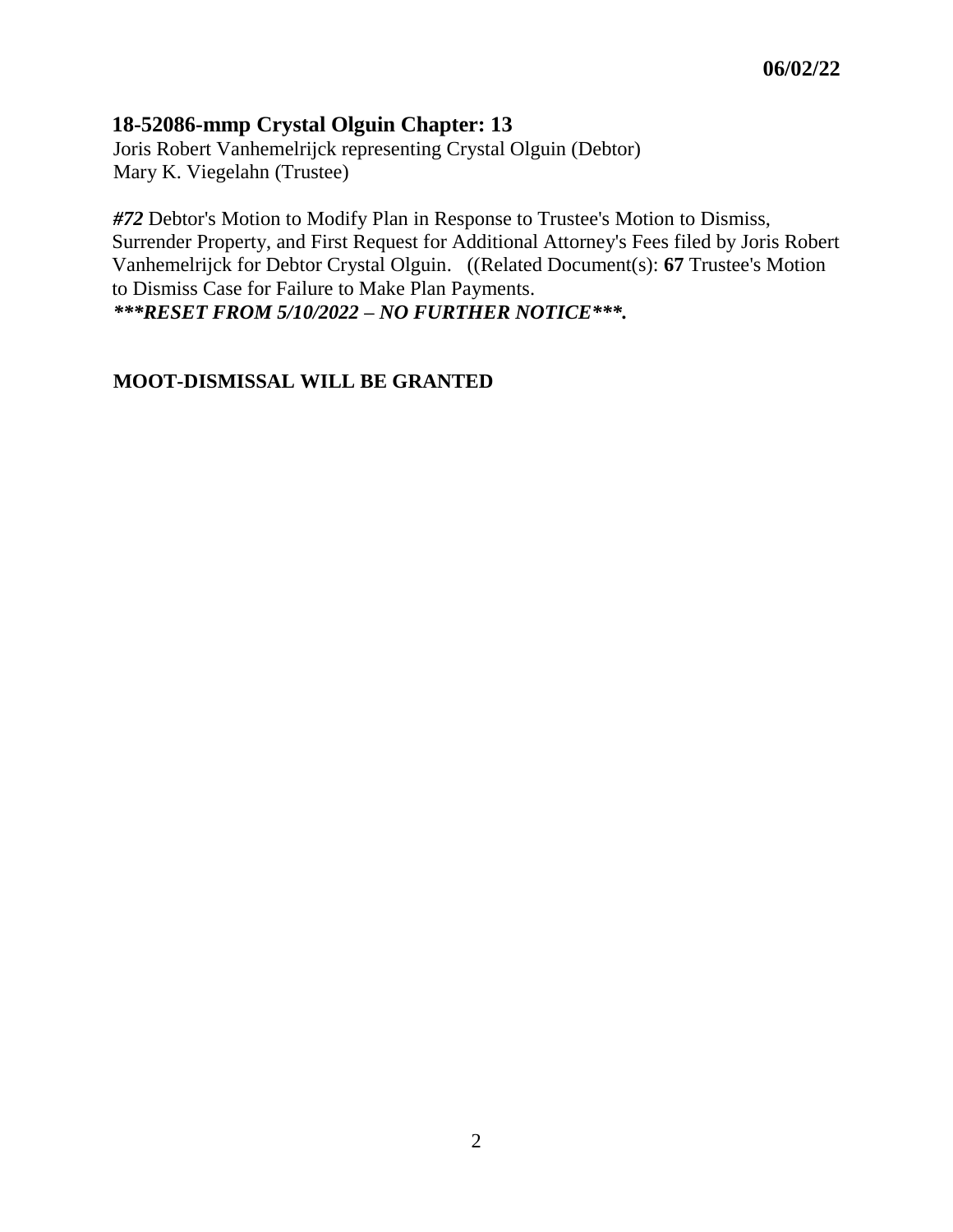**06/02/22**

## 18-52086-mmp Crystal Olguin Chapter: 13

Joris Robert Vanhemelrijck representing Crystal Olguin (Debtor)
Mary K. Viegelahn (Trustee)

***#72*** Debtor's Motion to Modify Plan in Response to Trustee's Motion to Dismiss, Surrender Property, and First Request for Additional Attorney's Fees filed by Joris Robert Vanhemelrijck for Debtor Crystal Olguin. ((Related Document(s): **67** Trustee's Motion to Dismiss Case for Failure to Make Plan Payments.
***\*\*\*RESET FROM 5/10/2022 – NO FURTHER NOTICE\*\*\*.***

**MOOT-DISMISSAL WILL BE GRANTED**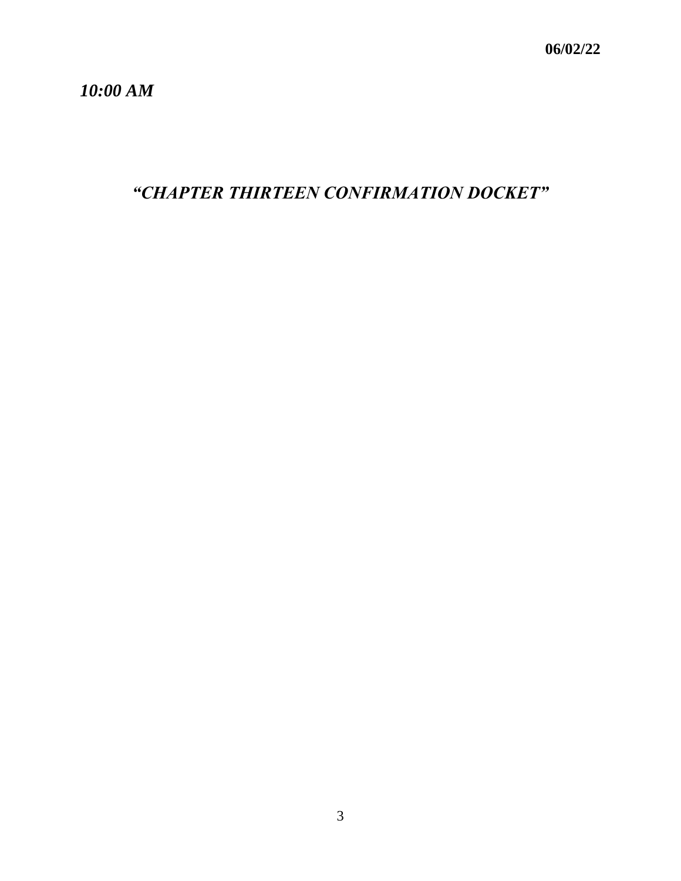**06/02/22**

***10:00 AM***

## *"CHAPTER THIRTEEN CONFIRMATION DOCKET"*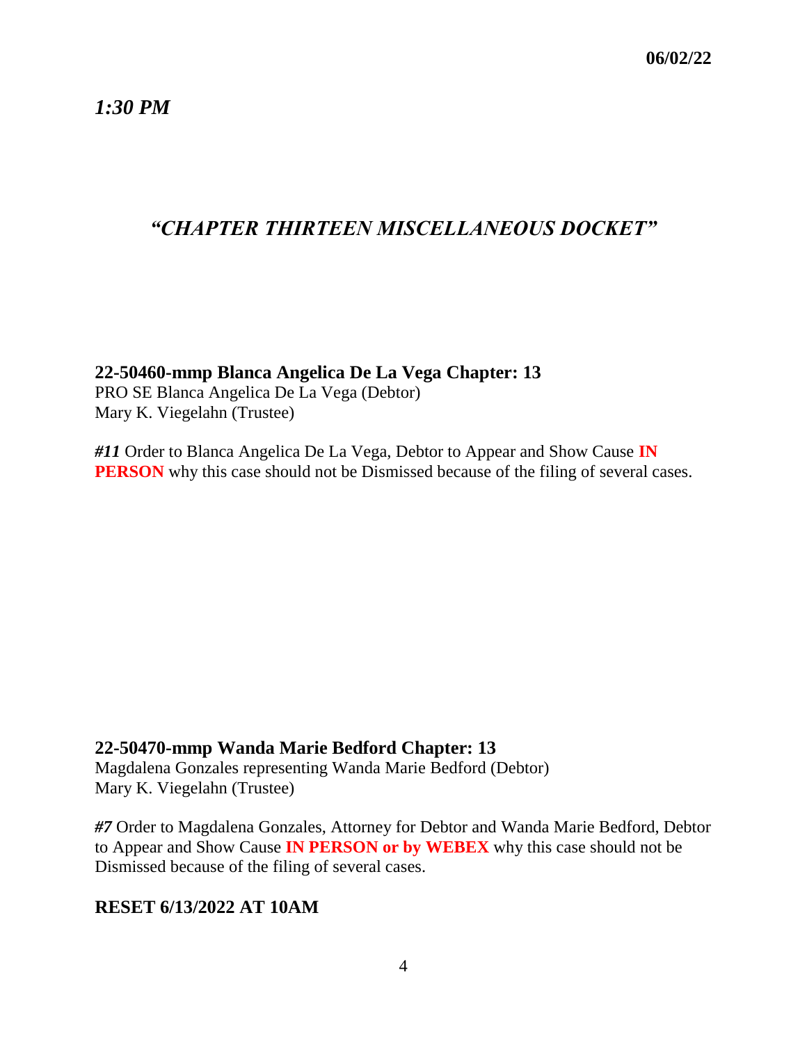***1:30 PM***

## *"CHAPTER THIRTEEN MISCELLANEOUS DOCKET"*

**22-50460-mmp Blanca Angelica De La Vega Chapter: 13**
PRO SE Blanca Angelica De La Vega (Debtor)
Mary K. Viegelahn (Trustee)

***#11*** Order to Blanca Angelica De La Vega, Debtor to Appear and Show Cause **IN PERSON** why this case should not be Dismissed because of the filing of several cases.

**22-50470-mmp Wanda Marie Bedford Chapter: 13**
Magdalena Gonzales representing Wanda Marie Bedford (Debtor)
Mary K. Viegelahn (Trustee)

***#7*** Order to Magdalena Gonzales, Attorney for Debtor and Wanda Marie Bedford, Debtor to Appear and Show Cause **IN PERSON or by WEBEX** why this case should not be Dismissed because of the filing of several cases.

**RESET 6/13/2022 AT 10AM**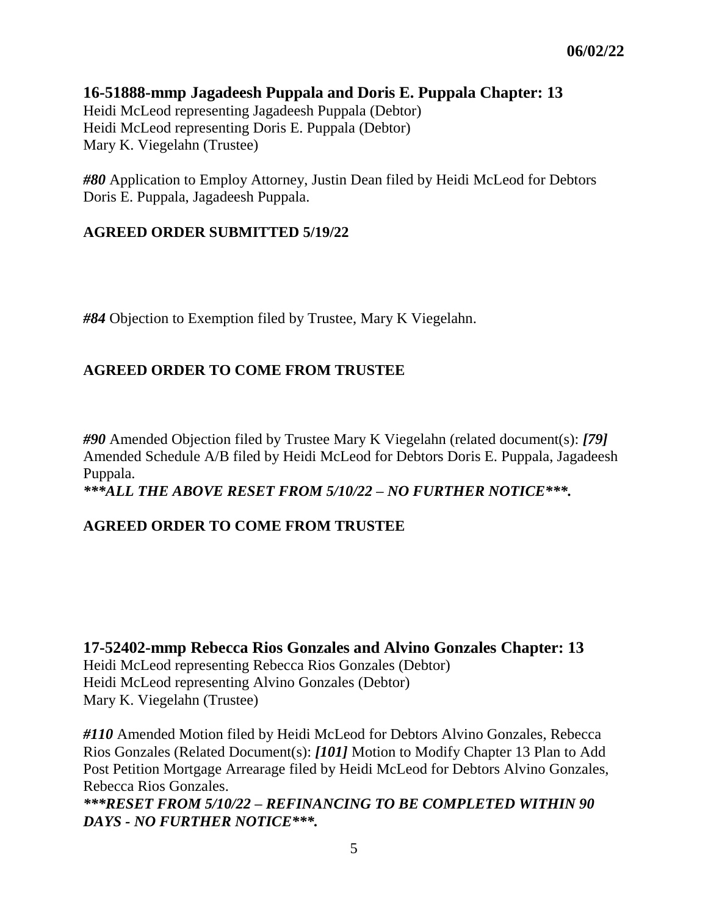**06/02/22**

## 16-51888-mmp Jagadeesh Puppala and Doris E. Puppala Chapter: 13

Heidi McLeod representing Jagadeesh Puppala (Debtor)
Heidi McLeod representing Doris E. Puppala (Debtor)
Mary K. Viegelahn (Trustee)

***#80*** Application to Employ Attorney, Justin Dean filed by Heidi McLeod for Debtors Doris E. Puppala, Jagadeesh Puppala.

**AGREED ORDER SUBMITTED 5/19/22**

***#84*** Objection to Exemption filed by Trustee, Mary K Viegelahn.

**AGREED ORDER TO COME FROM TRUSTEE**

***#90*** Amended Objection filed by Trustee Mary K Viegelahn (related document(s): ***[79]*** Amended Schedule A/B filed by Heidi McLeod for Debtors Doris E. Puppala, Jagadeesh Puppala.
***\*\*\*ALL THE ABOVE RESET FROM 5/10/22 – NO FURTHER NOTICE\*\*\*.***

**AGREED ORDER TO COME FROM TRUSTEE**

## 17-52402-mmp Rebecca Rios Gonzales and Alvino Gonzales Chapter: 13

Heidi McLeod representing Rebecca Rios Gonzales (Debtor)
Heidi McLeod representing Alvino Gonzales (Debtor)
Mary K. Viegelahn (Trustee)

***#110*** Amended Motion filed by Heidi McLeod for Debtors Alvino Gonzales, Rebecca Rios Gonzales (Related Document(s): ***[101]*** Motion to Modify Chapter 13 Plan to Add Post Petition Mortgage Arrearage filed by Heidi McLeod for Debtors Alvino Gonzales, Rebecca Rios Gonzales.
***\*\*\*RESET FROM 5/10/22 – REFINANCING TO BE COMPLETED WITHIN 90 DAYS - NO FURTHER NOTICE\*\*\*.***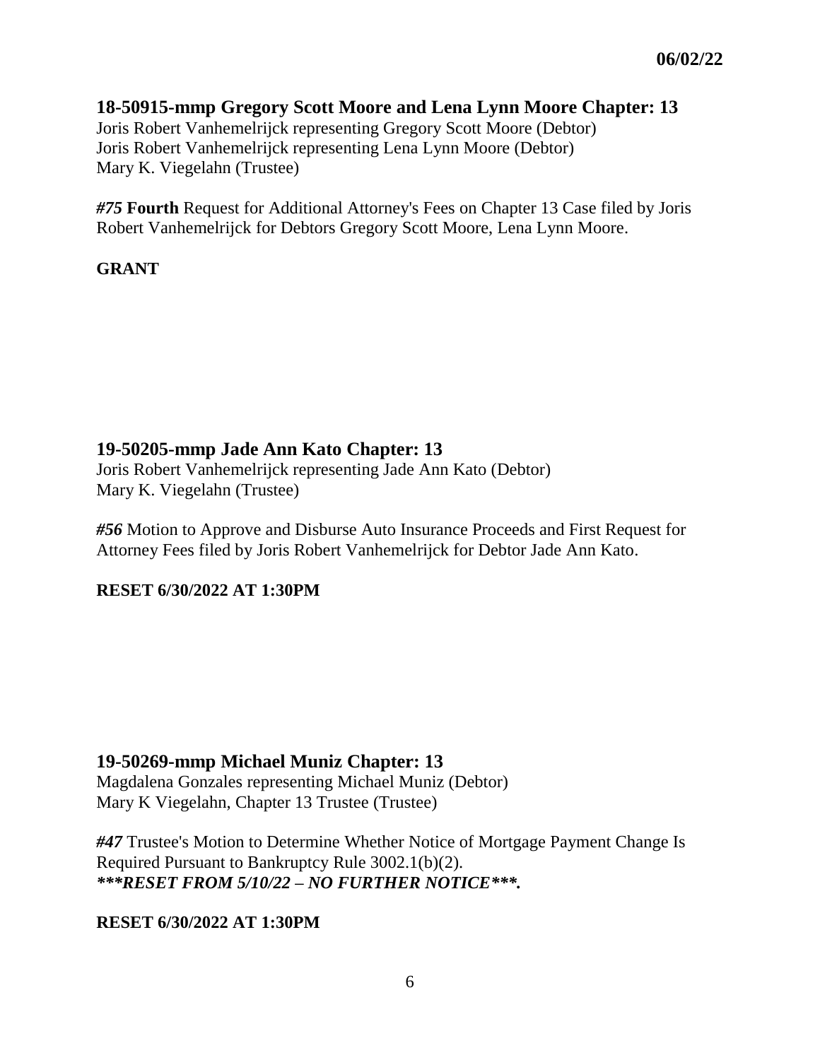**06/02/22**

## 18-50915-mmp Gregory Scott Moore and Lena Lynn Moore Chapter: 13

Joris Robert Vanhemelrijck representing Gregory Scott Moore (Debtor)
Joris Robert Vanhemelrijck representing Lena Lynn Moore (Debtor)
Mary K. Viegelahn (Trustee)

***#75*** **Fourth** Request for Additional Attorney's Fees on Chapter 13 Case filed by Joris Robert Vanhemelrijck for Debtors Gregory Scott Moore, Lena Lynn Moore.

**GRANT**

## 19-50205-mmp Jade Ann Kato Chapter: 13

Joris Robert Vanhemelrijck representing Jade Ann Kato (Debtor)
Mary K. Viegelahn (Trustee)

***#56*** Motion to Approve and Disburse Auto Insurance Proceeds and First Request for Attorney Fees filed by Joris Robert Vanhemelrijck for Debtor Jade Ann Kato.

**RESET 6/30/2022 AT 1:30PM**

## 19-50269-mmp Michael Muniz Chapter: 13

Magdalena Gonzales representing Michael Muniz (Debtor)
Mary K Viegelahn, Chapter 13 Trustee (Trustee)

***#47*** Trustee's Motion to Determine Whether Notice of Mortgage Payment Change Is Required Pursuant to Bankruptcy Rule 3002.1(b)(2).
***\*\*\*RESET FROM 5/10/22 – NO FURTHER NOTICE\*\*\*.***

**RESET 6/30/2022 AT 1:30PM**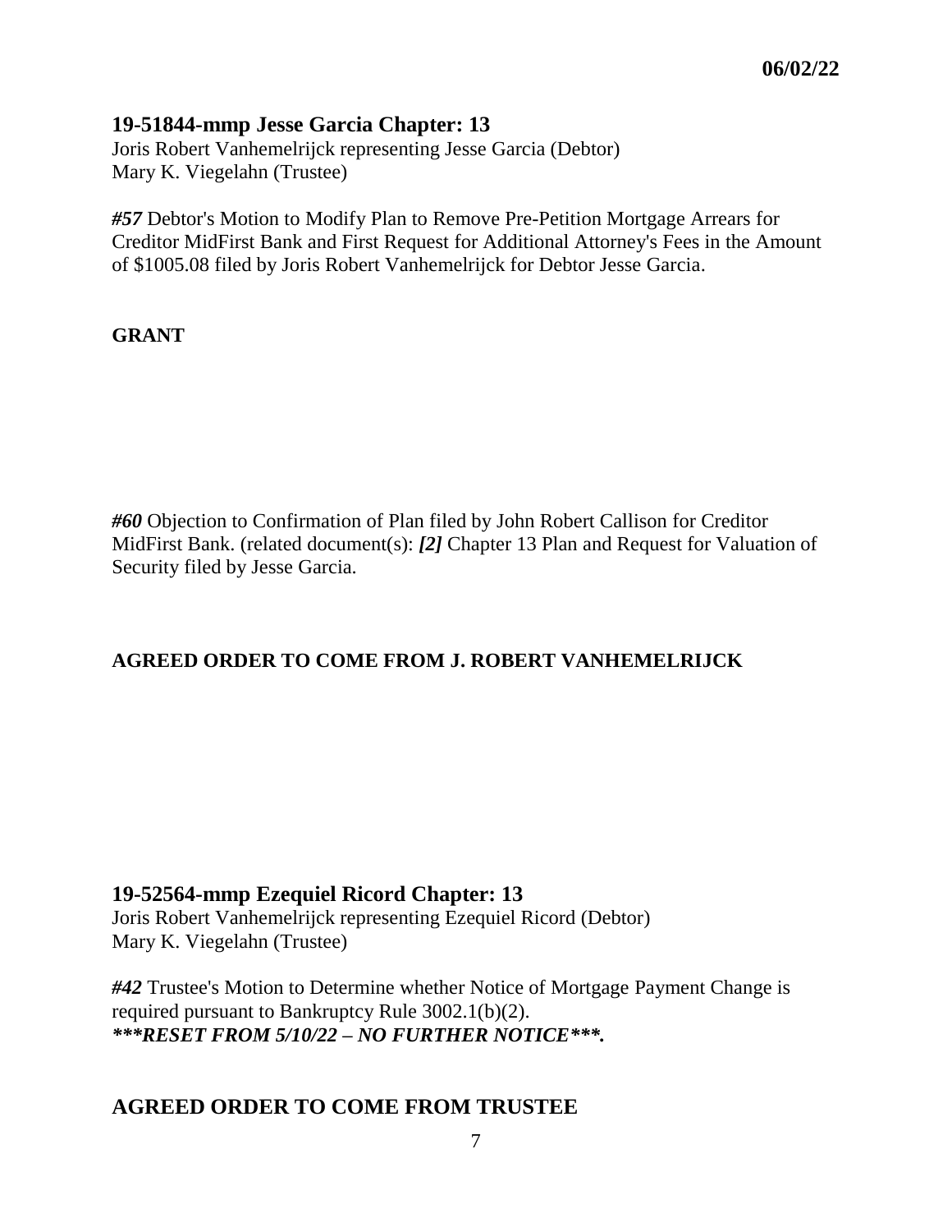**06/02/22**

## 19-51844-mmp Jesse Garcia Chapter: 13

Joris Robert Vanhemelrijck representing Jesse Garcia (Debtor)
Mary K. Viegelahn (Trustee)

***#57*** Debtor's Motion to Modify Plan to Remove Pre-Petition Mortgage Arrears for Creditor MidFirst Bank and First Request for Additional Attorney's Fees in the Amount of $1005.08 filed by Joris Robert Vanhemelrijck for Debtor Jesse Garcia.

**GRANT**

***#60*** Objection to Confirmation of Plan filed by John Robert Callison for Creditor MidFirst Bank. (related document(s): ***[2]*** Chapter 13 Plan and Request for Valuation of Security filed by Jesse Garcia.

**AGREED ORDER TO COME FROM J. ROBERT VANHEMELRIJCK**

## 19-52564-mmp Ezequiel Ricord Chapter: 13

Joris Robert Vanhemelrijck representing Ezequiel Ricord (Debtor)
Mary K. Viegelahn (Trustee)

***#42*** Trustee's Motion to Determine whether Notice of Mortgage Payment Change is required pursuant to Bankruptcy Rule 3002.1(b)(2).
****\*\*RESET FROM 5/10/22 – NO FURTHER NOTICE\*\*\*.***

## AGREED ORDER TO COME FROM TRUSTEE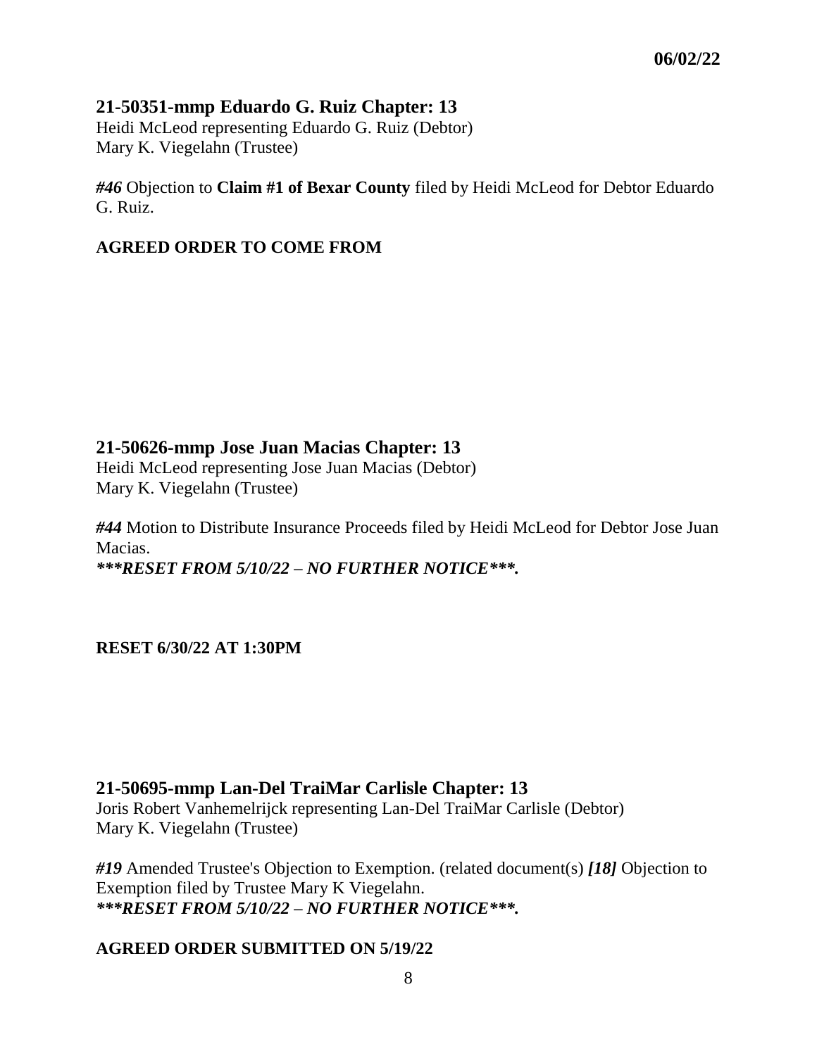**06/02/22**

## 21-50351-mmp Eduardo G. Ruiz Chapter: 13

Heidi McLeod representing Eduardo G. Ruiz (Debtor)
Mary K. Viegelahn (Trustee)

***#46*** Objection to **Claim #1 of Bexar County** filed by Heidi McLeod for Debtor Eduardo G. Ruiz.

**AGREED ORDER TO COME FROM**

## 21-50626-mmp Jose Juan Macias Chapter: 13

Heidi McLeod representing Jose Juan Macias (Debtor)
Mary K. Viegelahn (Trustee)

***#44*** Motion to Distribute Insurance Proceeds filed by Heidi McLeod for Debtor Jose Juan Macias.
***\*\*\*RESET FROM 5/10/22 – NO FURTHER NOTICE\*\*\*.***

**RESET 6/30/22 AT 1:30PM**

## 21-50695-mmp Lan-Del TraiMar Carlisle Chapter: 13

Joris Robert Vanhemelrijck representing Lan-Del TraiMar Carlisle (Debtor)
Mary K. Viegelahn (Trustee)

***#19*** Amended Trustee's Objection to Exemption. (related document(s) ***[18]*** Objection to Exemption filed by Trustee Mary K Viegelahn.
***\*\*\*RESET FROM 5/10/22 – NO FURTHER NOTICE\*\*\*.***

**AGREED ORDER SUBMITTED ON 5/19/22**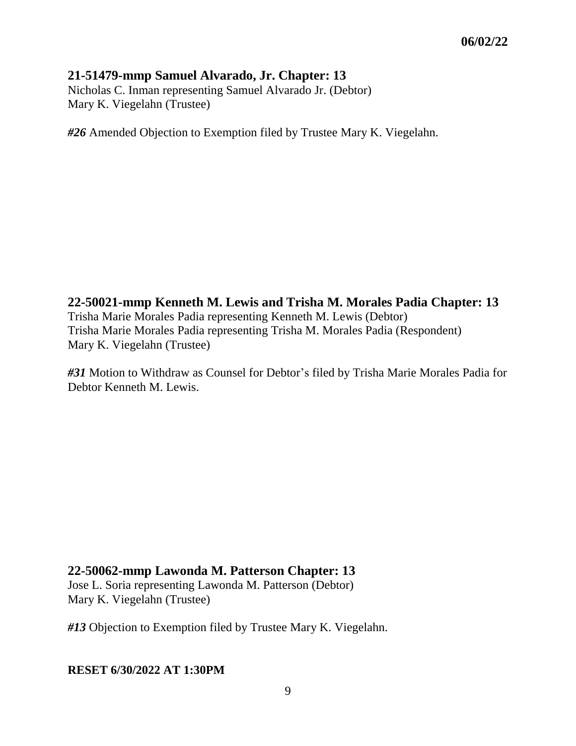**06/02/22**

### 21-51479-mmp Samuel Alvarado, Jr. Chapter: 13

Nicholas C. Inman representing Samuel Alvarado Jr. (Debtor)
Mary K. Viegelahn (Trustee)

***#26*** Amended Objection to Exemption filed by Trustee Mary K. Viegelahn.

### 22-50021-mmp Kenneth M. Lewis and Trisha M. Morales Padia Chapter: 13

Trisha Marie Morales Padia representing Kenneth M. Lewis (Debtor)
Trisha Marie Morales Padia representing Trisha M. Morales Padia (Respondent)
Mary K. Viegelahn (Trustee)

***#31*** Motion to Withdraw as Counsel for Debtor's filed by Trisha Marie Morales Padia for Debtor Kenneth M. Lewis.

### 22-50062-mmp Lawonda M. Patterson Chapter: 13

Jose L. Soria representing Lawonda M. Patterson (Debtor)
Mary K. Viegelahn (Trustee)

***#13*** Objection to Exemption filed by Trustee Mary K. Viegelahn.

**RESET 6/30/2022 AT 1:30PM**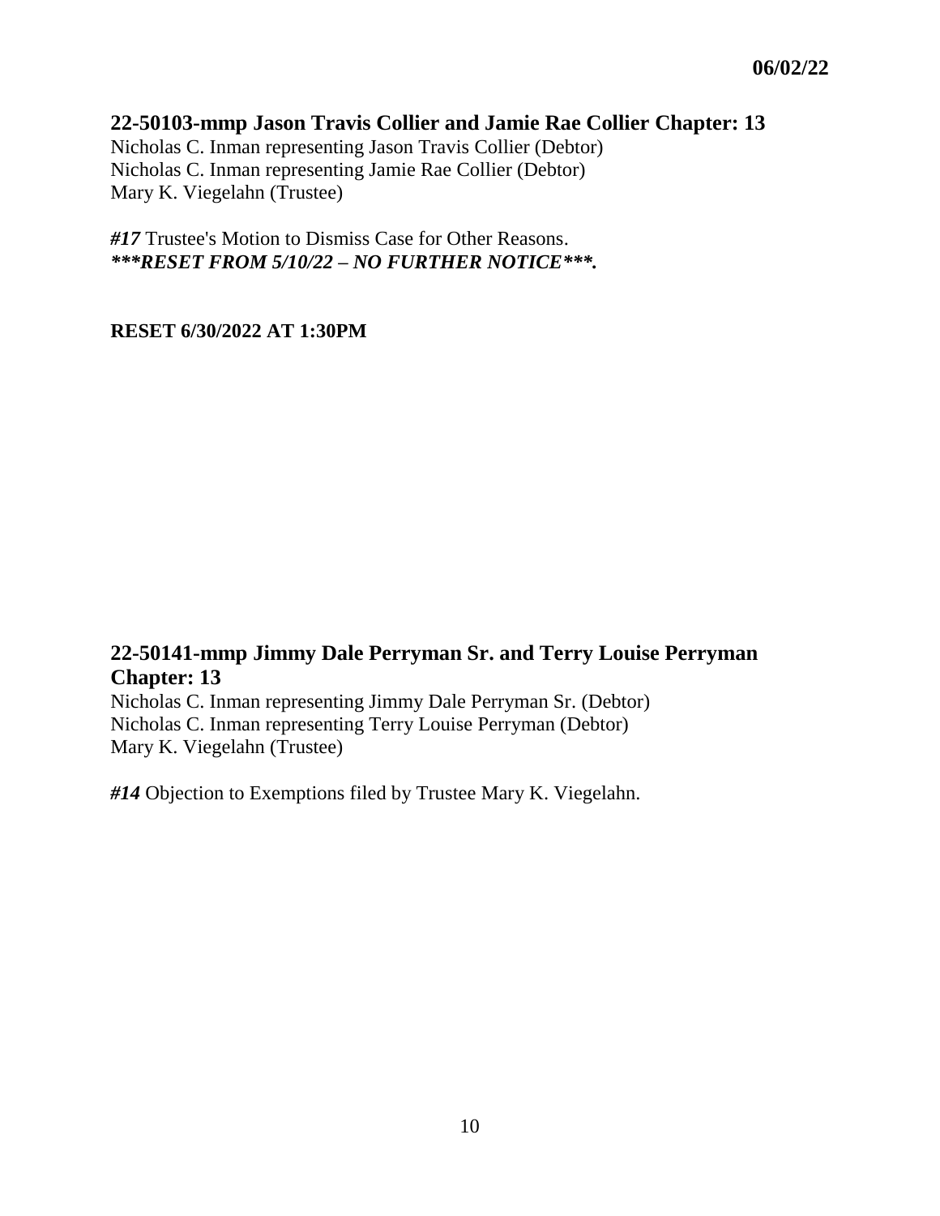**06/02/22**

## 22-50103-mmp Jason Travis Collier and Jamie Rae Collier Chapter: 13

Nicholas C. Inman representing Jason Travis Collier (Debtor)
Nicholas C. Inman representing Jamie Rae Collier (Debtor)
Mary K. Viegelahn (Trustee)

***#17*** Trustee's Motion to Dismiss Case for Other Reasons.
***\*\*\*RESET FROM 5/10/22 – NO FURTHER NOTICE\*\*\*.***

**RESET 6/30/2022 AT 1:30PM**

## 22-50141-mmp Jimmy Dale Perryman Sr. and Terry Louise Perryman Chapter: 13

Nicholas C. Inman representing Jimmy Dale Perryman Sr. (Debtor)
Nicholas C. Inman representing Terry Louise Perryman (Debtor)
Mary K. Viegelahn (Trustee)

***#14*** Objection to Exemptions filed by Trustee Mary K. Viegelahn.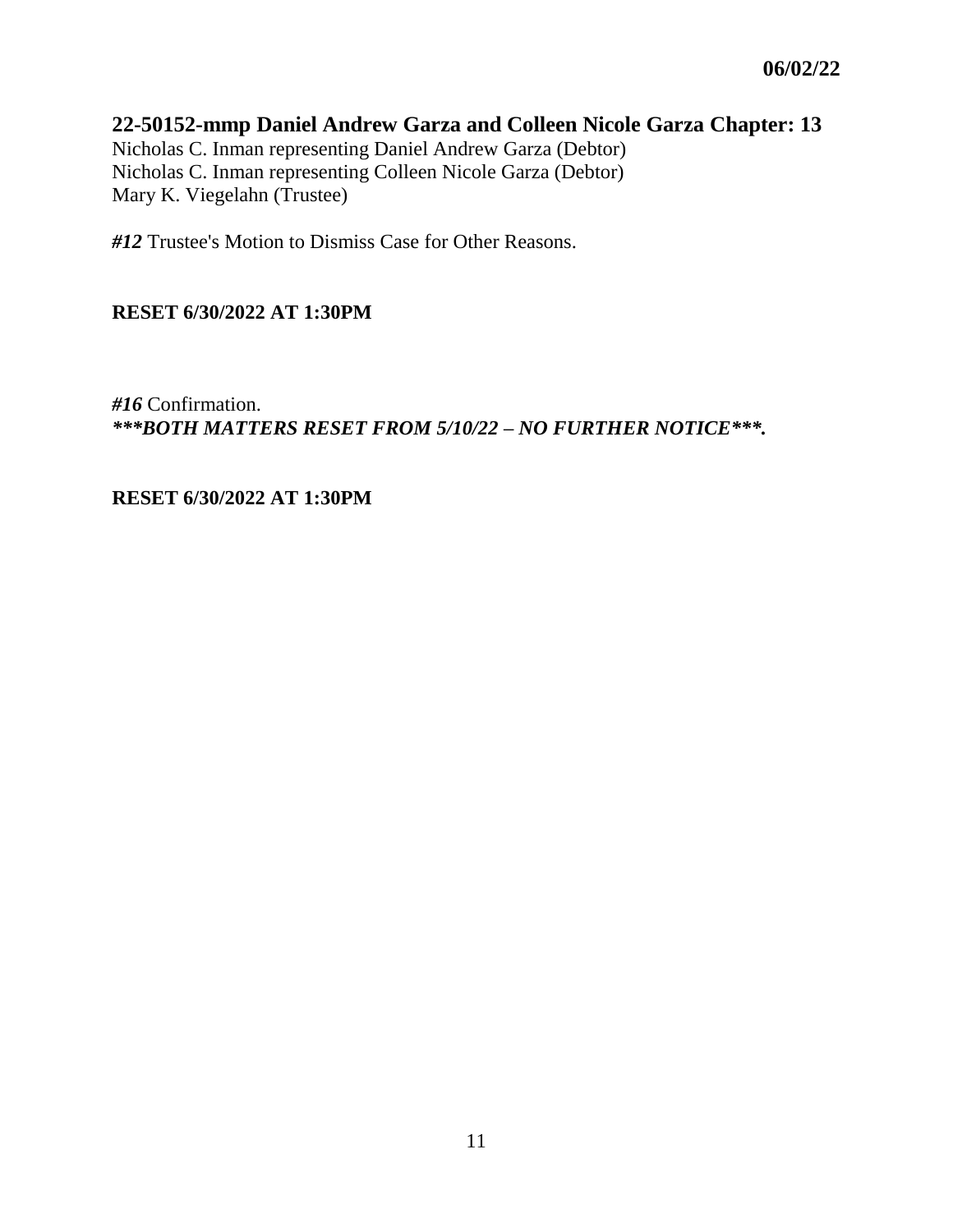**06/02/22**

## 22-50152-mmp Daniel Andrew Garza and Colleen Nicole Garza Chapter: 13

Nicholas C. Inman representing Daniel Andrew Garza (Debtor)
Nicholas C. Inman representing Colleen Nicole Garza (Debtor)
Mary K. Viegelahn (Trustee)

***#12*** Trustee's Motion to Dismiss Case for Other Reasons.

**RESET 6/30/2022 AT 1:30PM**

***#16*** Confirmation.
***\*\*\*BOTH MATTERS RESET FROM 5/10/22 – NO FURTHER NOTICE\*\*\*.***

**RESET 6/30/2022 AT 1:30PM**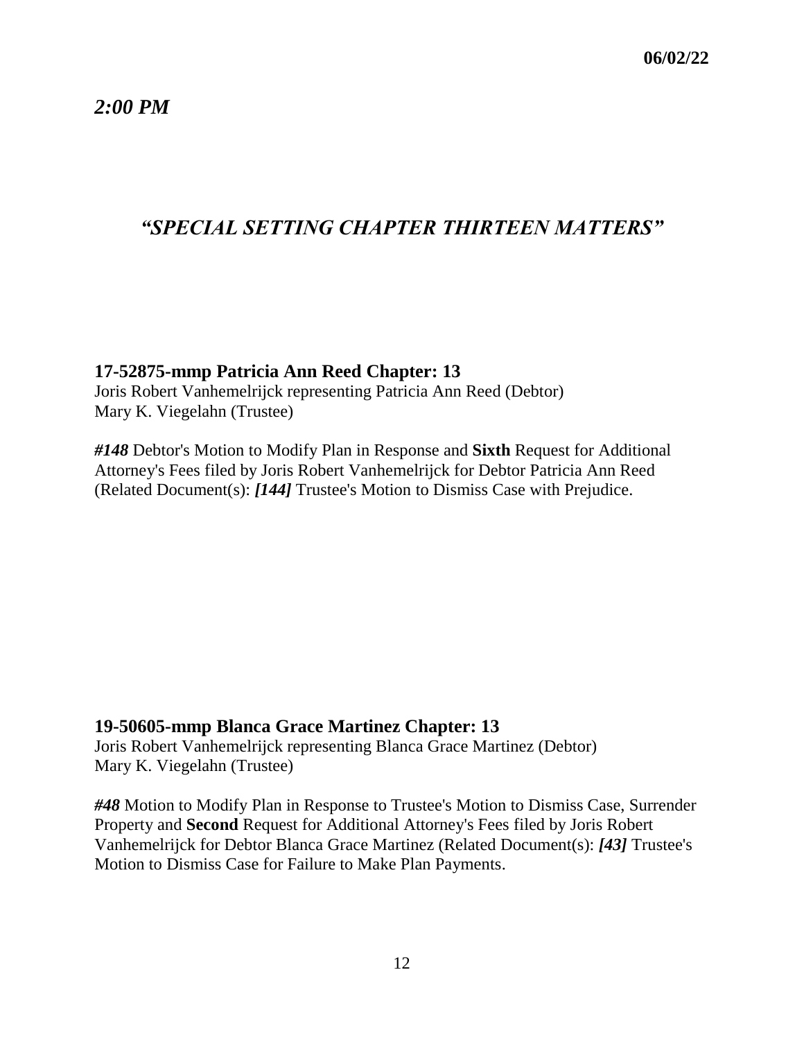06/02/22

*2:00 PM*

## *"SPECIAL SETTING CHAPTER THIRTEEN MATTERS"*

**17-52875-mmp Patricia Ann Reed Chapter: 13**
Joris Robert Vanhemelrijck representing Patricia Ann Reed (Debtor)
Mary K. Viegelahn (Trustee)

***#148*** Debtor's Motion to Modify Plan in Response and **Sixth** Request for Additional Attorney's Fees filed by Joris Robert Vanhemelrijck for Debtor Patricia Ann Reed (Related Document(s): ***[144]*** Trustee's Motion to Dismiss Case with Prejudice.

**19-50605-mmp Blanca Grace Martinez Chapter: 13**
Joris Robert Vanhemelrijck representing Blanca Grace Martinez (Debtor)
Mary K. Viegelahn (Trustee)

***#48*** Motion to Modify Plan in Response to Trustee's Motion to Dismiss Case, Surrender Property and **Second** Request for Additional Attorney's Fees filed by Joris Robert Vanhemelrijck for Debtor Blanca Grace Martinez (Related Document(s): ***[43]*** Trustee's Motion to Dismiss Case for Failure to Make Plan Payments.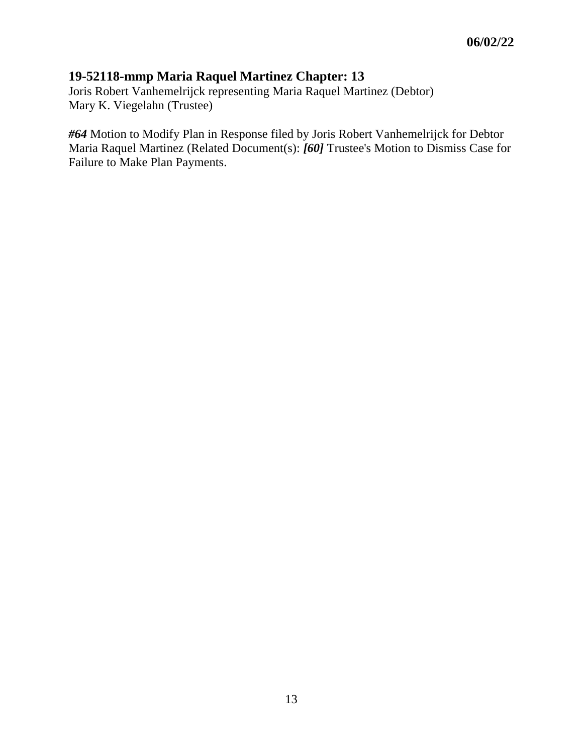**06/02/22**

## 19-52118-mmp Maria Raquel Martinez Chapter: 13

Joris Robert Vanhemelrijck representing Maria Raquel Martinez (Debtor)
Mary K. Viegelahn (Trustee)

***#64*** Motion to Modify Plan in Response filed by Joris Robert Vanhemelrijck for Debtor Maria Raquel Martinez (Related Document(s): ***[60]*** Trustee's Motion to Dismiss Case for Failure to Make Plan Payments.